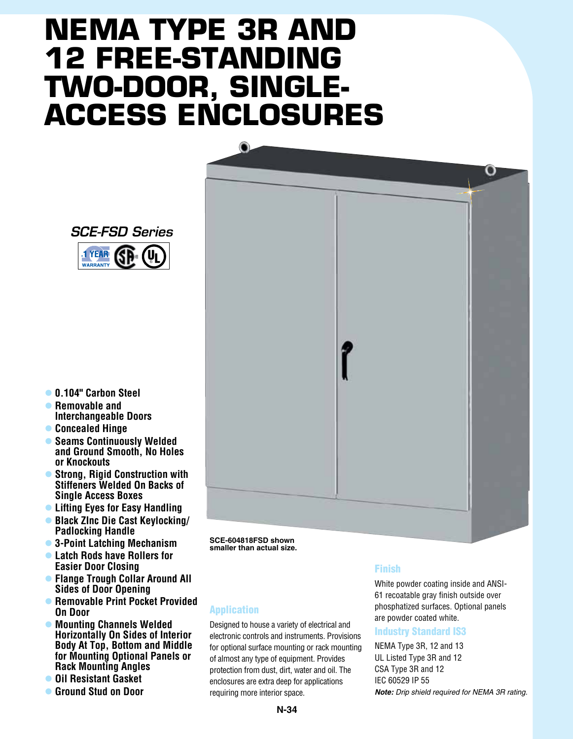# NEMA TYPE 3R AND 12 FREE-STANDING TWO-DOOR, SINGLE-ACCESS ENCLOSURES

*SCE-FSD Series*

- 0.104" Carbon Steel
- Removable and Interchangeable Doors
- Concealed Hinge
- Seams Continuously Welded and Ground Smooth, No Holes or Knockouts
- Strong, Rigid Construction with Stiffeners Welded On Backs of Single Access Boxes
- Lifting Eyes for Easy Handling
- Black ZInc Die Cast Keylocking/ Padlocking Handle
- 3-Point Latching Mechanism
- Latch Rods have Rollers for Easier Door Closing
- Flange Trough Collar Around All Sides of Door Opening
- Removable Print Pocket Provided On Door
- Mounting Channels Welded Horizontally On Sides of Interior Body At Top, Bottom and Middle for Mounting Optional Panels or Rack Mounting Angles
- Oil Resistant Gasket
- Ground Stud on Door

**SCE-604818FSD shown smaller than actual size.**

## Application

Designed to house a variety of electrical and electronic controls and instruments. Provisions for optional surface mounting or rack mounting of almost any type of equipment. Provides protection from dust, dirt, water and oil. The enclosures are extra deep for applications requiring more interior space.

## Finish

White powder coating inside and ANSI-61 recoatable gray finish outside over phosphatized surfaces. Optional panels are powder coated white.

## Industry Standard IS3

NEMA Type 3R, 12 and 13
UL Listed Type 3R and 12
CSA Type 3R and 12
IEC 60529 IP 55

***Note:*** *Drip shield required for NEMA 3R rating.*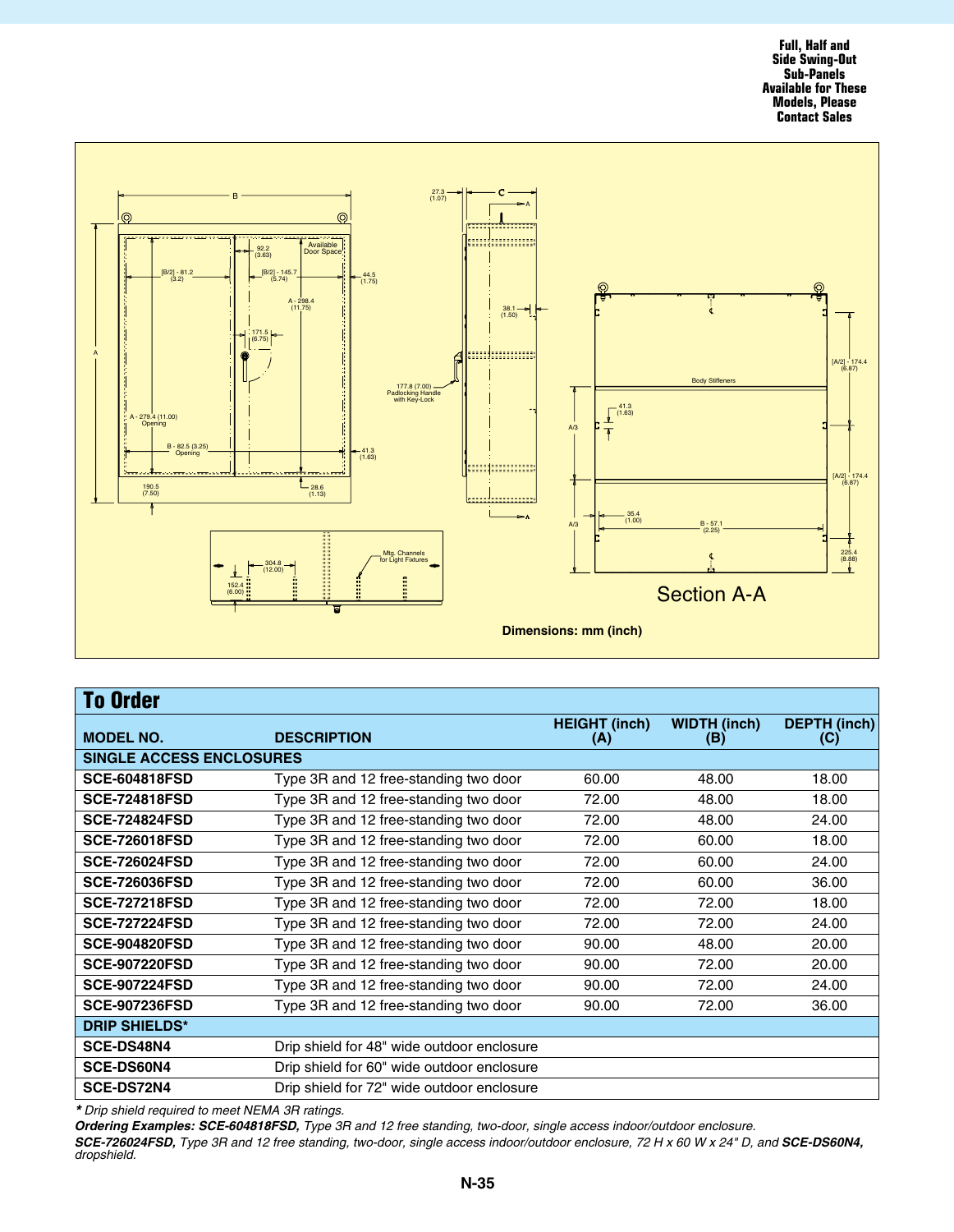**Full, Half and Side Swing-Out Sub-Panels Available for These Models, Please Contact Sales**

B

A

[B/2] - 81.2 (3.2)

92.2 (3.63)

[B/2] - 145.7 (5.74)

Available Door Space

44.5 (1.75)

A - 298.4 (11.75)

171.5 (6.75)

A - 279.4 (11.00) Opening

B - 82.5 (3.25) Opening

41.3 (1.63)

190.5 (7.50)

28.6 (1.13)

27.3 (1.07)

C

A

38.1 (1.50)

177.8 (7.00) Padlocking Handle with Key-Lock

A

304.8 (12.00)

152.4 (6.00)

Mtg. Channels for Light Fixtures

Body Stiffeners

[A/2] - 174.4 (6.87)

41.3 (1.63)

A/3

[A/2] - 174.4 (6.87)

A/3

35.4 (1.00)

B - 57.1 (2.25)

225.4 (8.88)

Section A-A

**Dimensions: mm (inch)**

## To Order

| MODEL NO. | DESCRIPTION | HEIGHT (inch) (A) | WIDTH (inch) (B) | DEPTH (inch) (C) |
|---|---|---|---|---|
| **SINGLE ACCESS ENCLOSURES** | | | | |
| **SCE-604818FSD** | Type 3R and 12 free-standing two door | 60.00 | 48.00 | 18.00 |
| **SCE-724818FSD** | Type 3R and 12 free-standing two door | 72.00 | 48.00 | 18.00 |
| **SCE-724824FSD** | Type 3R and 12 free-standing two door | 72.00 | 48.00 | 24.00 |
| **SCE-726018FSD** | Type 3R and 12 free-standing two door | 72.00 | 60.00 | 18.00 |
| **SCE-726024FSD** | Type 3R and 12 free-standing two door | 72.00 | 60.00 | 24.00 |
| **SCE-726036FSD** | Type 3R and 12 free-standing two door | 72.00 | 60.00 | 36.00 |
| **SCE-727218FSD** | Type 3R and 12 free-standing two door | 72.00 | 72.00 | 18.00 |
| **SCE-727224FSD** | Type 3R and 12 free-standing two door | 72.00 | 72.00 | 24.00 |
| **SCE-904820FSD** | Type 3R and 12 free-standing two door | 90.00 | 48.00 | 20.00 |
| **SCE-907220FSD** | Type 3R and 12 free-standing two door | 90.00 | 72.00 | 20.00 |
| **SCE-907224FSD** | Type 3R and 12 free-standing two door | 90.00 | 72.00 | 24.00 |
| **SCE-907236FSD** | Type 3R and 12 free-standing two door | 90.00 | 72.00 | 36.00 |
| **DRIP SHIELDS*** | | | | |
| **SCE-DS48N4** | Drip shield for 48" wide outdoor enclosure | | | |
| **SCE-DS60N4** | Drip shield for 60" wide outdoor enclosure | | | |
| **SCE-DS72N4** | Drip shield for 72" wide outdoor enclosure | | | |

*** Drip shield required to meet NEMA 3R ratings.*

***Ordering Examples: SCE-604818FSD,** Type 3R and 12 free standing, two-door, single access indoor/outdoor enclosure.*

***SCE-726024FSD,** Type 3R and 12 free standing, two-door, single access indoor/outdoor enclosure, 72 H x 60 W x 24" D, and **SCE-DS60N4,** dropshield.*